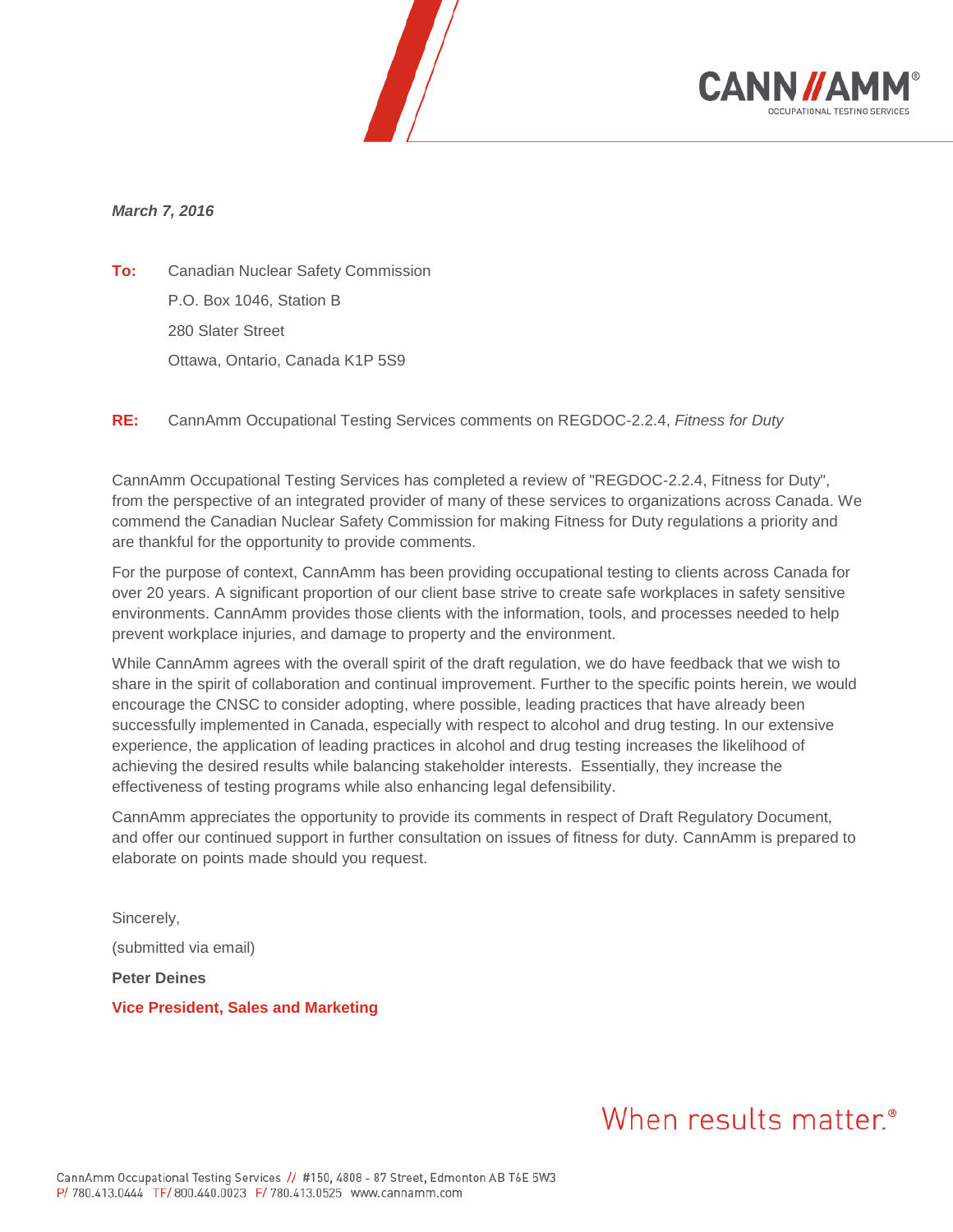CANN//AMM®
OCCUPATIONAL TESTING SERVICES

***March 7, 2016***

**To:** Canadian Nuclear Safety Commission
P.O. Box 1046, Station B
280 Slater Street
Ottawa, Ontario, Canada K1P 5S9

**RE:** CannAmm Occupational Testing Services comments on REGDOC-2.2.4, *Fitness for Duty*

CannAmm Occupational Testing Services has completed a review of "REGDOC-2.2.4, Fitness for Duty", from the perspective of an integrated provider of many of these services to organizations across Canada. We commend the Canadian Nuclear Safety Commission for making Fitness for Duty regulations a priority and are thankful for the opportunity to provide comments.

For the purpose of context, CannAmm has been providing occupational testing to clients across Canada for over 20 years. A significant proportion of our client base strive to create safe workplaces in safety sensitive environments. CannAmm provides those clients with the information, tools, and processes needed to help prevent workplace injuries, and damage to property and the environment.

While CannAmm agrees with the overall spirit of the draft regulation, we do have feedback that we wish to share in the spirit of collaboration and continual improvement. Further to the specific points herein, we would encourage the CNSC to consider adopting, where possible, leading practices that have already been successfully implemented in Canada, especially with respect to alcohol and drug testing. In our extensive experience, the application of leading practices in alcohol and drug testing increases the likelihood of achieving the desired results while balancing stakeholder interests. Essentially, they increase the effectiveness of testing programs while also enhancing legal defensibility.

CannAmm appreciates the opportunity to provide its comments in respect of Draft Regulatory Document, and offer our continued support in further consultation on issues of fitness for duty. CannAmm is prepared to elaborate on points made should you request.

Sincerely,

(submitted via email)

**Peter Deines**

**Vice President, Sales and Marketing**

When results matter.®

CannAmm Occupational Testing Services // #150, 4808 - 87 Street, Edmonton AB T6E 5W3
P/ 780.413.0444 TF/ 800.440.0023 F/ 780.413.0525 www.cannamm.com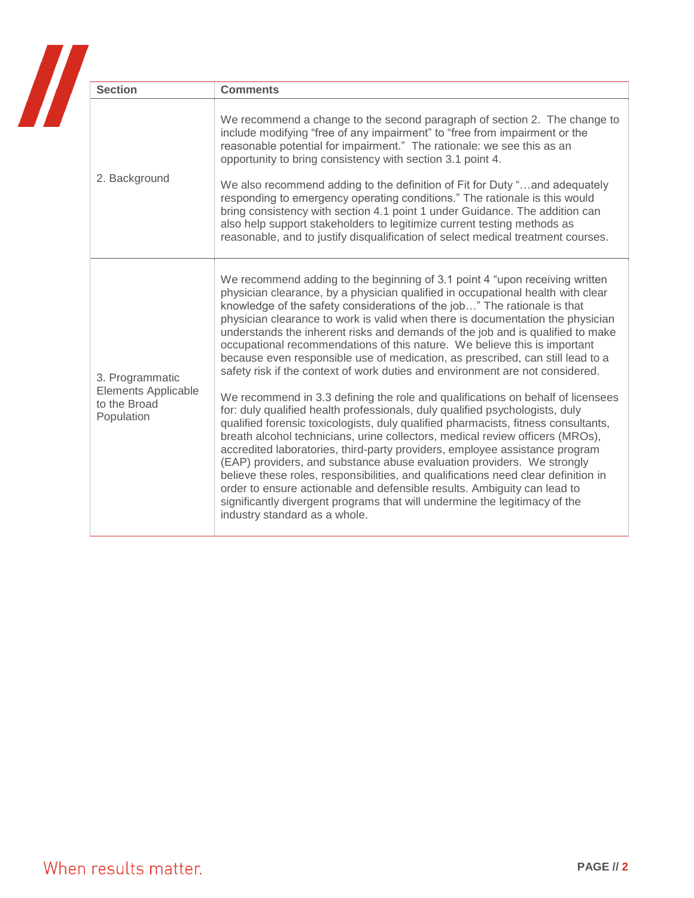| Section | Comments |
| --- | --- |
| 2. Background | We recommend a change to the second paragraph of section 2. The change to include modifying "free of any impairment" to "free from impairment or the reasonable potential for impairment." The rationale: we see this as an opportunity to bring consistency with section 3.1 point 4.<br><br>We also recommend adding to the definition of Fit for Duty "…and adequately responding to emergency operating conditions." The rationale is this would bring consistency with section 4.1 point 1 under Guidance. The addition can also help support stakeholders to legitimize current testing methods as reasonable, and to justify disqualification of select medical treatment courses. |
| 3. Programmatic Elements Applicable to the Broad Population | We recommend adding to the beginning of 3.1 point 4 "upon receiving written physician clearance, by a physician qualified in occupational health with clear knowledge of the safety considerations of the job…" The rationale is that physician clearance to work is valid when there is documentation the physician understands the inherent risks and demands of the job and is qualified to make occupational recommendations of this nature. We believe this is important because even responsible use of medication, as prescribed, can still lead to a safety risk if the context of work duties and environment are not considered.<br><br>We recommend in 3.3 defining the role and qualifications on behalf of licensees for: duly qualified health professionals, duly qualified psychologists, duly qualified forensic toxicologists, duly qualified pharmacists, fitness consultants, breath alcohol technicians, urine collectors, medical review officers (MROs), accredited laboratories, third-party providers, employee assistance program (EAP) providers, and substance abuse evaluation providers. We strongly believe these roles, responsibilities, and qualifications need clear definition in order to ensure actionable and defensible results. Ambiguity can lead to significantly divergent programs that will undermine the legitimacy of the industry standard as a whole. |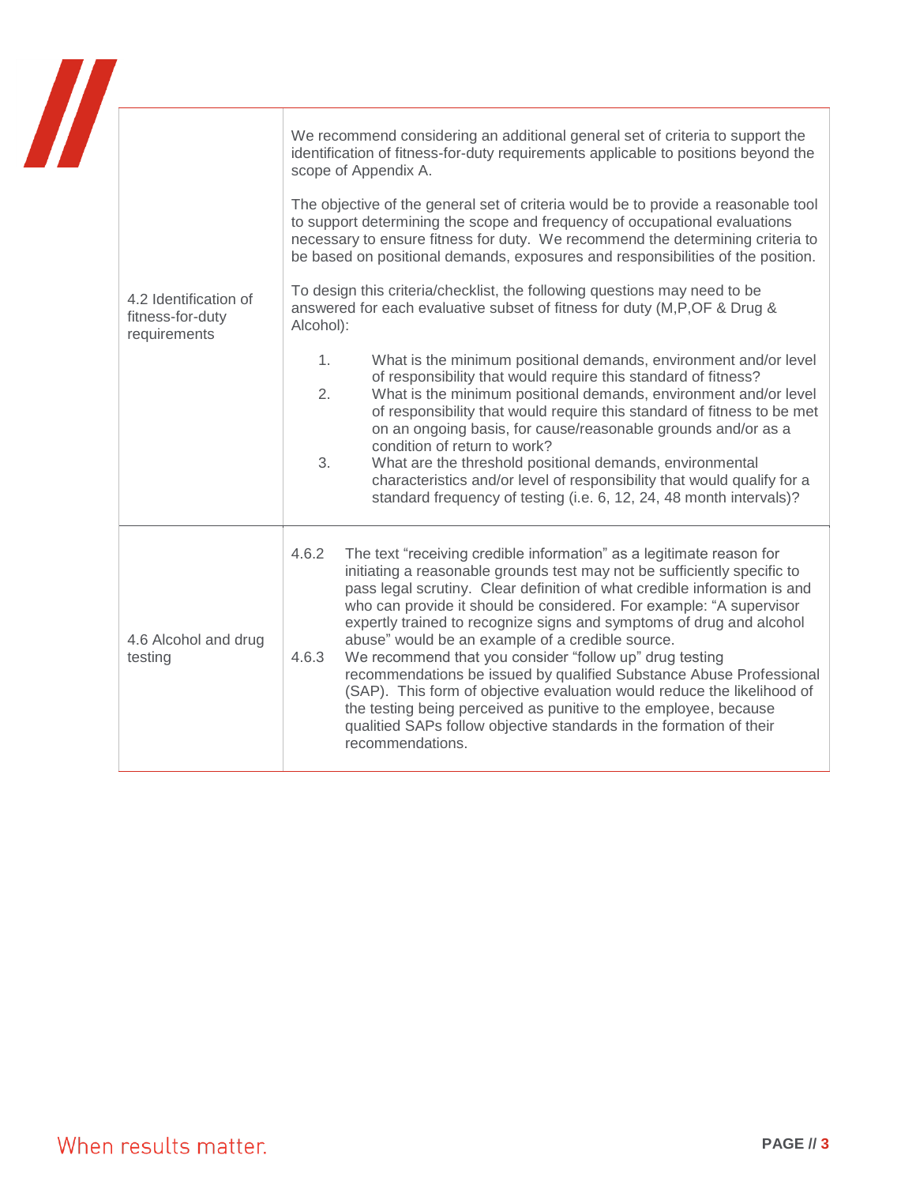| | |
|---|---|
| 4.2 Identification of fitness-for-duty requirements | We recommend considering an additional general set of criteria to support the identification of fitness-for-duty requirements applicable to positions beyond the scope of Appendix A.<br><br>The objective of the general set of criteria would be to provide a reasonable tool to support determining the scope and frequency of occupational evaluations necessary to ensure fitness for duty. We recommend the determining criteria to be based on positional demands, exposures and responsibilities of the position.<br><br>To design this criteria/checklist, the following questions may need to be answered for each evaluative subset of fitness for duty (M,P,OF & Drug & Alcohol):<br><br>1. What is the minimum positional demands, environment and/or level of responsibility that would require this standard of fitness?<br>2. What is the minimum positional demands, environment and/or level of responsibility that would require this standard of fitness to be met on an ongoing basis, for cause/reasonable grounds and/or as a condition of return to work?<br>3. What are the threshold positional demands, environmental characteristics and/or level of responsibility that would qualify for a standard frequency of testing (i.e. 6, 12, 24, 48 month intervals)? |
| 4.6 Alcohol and drug testing | 4.6.2 The text "receiving credible information" as a legitimate reason for initiating a reasonable grounds test may not be sufficiently specific to pass legal scrutiny. Clear definition of what credible information is and who can provide it should be considered. For example: "A supervisor expertly trained to recognize signs and symptoms of drug and alcohol abuse" would be an example of a credible source.<br>4.6.3 We recommend that you consider "follow up" drug testing recommendations be issued by qualified Substance Abuse Professional (SAP). This form of objective evaluation would reduce the likelihood of the testing being perceived as punitive to the employee, because qualitied SAPs follow objective standards in the formation of their recommendations. |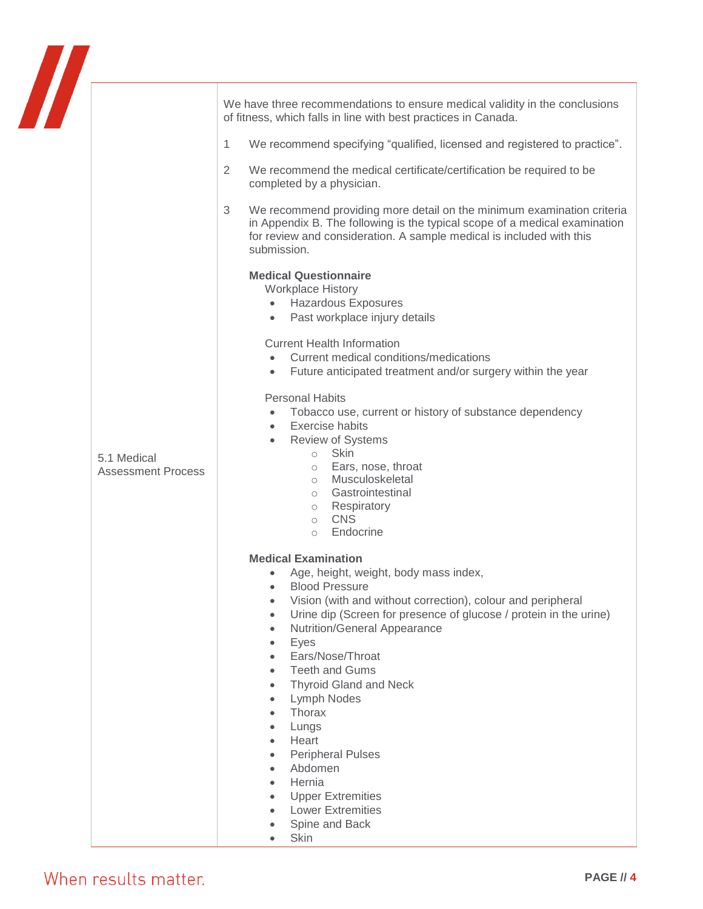| | |
|---|---|
| 5.1 Medical Assessment Process | We have three recommendations to ensure medical validity in the conclusions of fitness, which falls in line with best practices in Canada.<br><br>1 We recommend specifying "qualified, licensed and registered to practice".<br><br>2 We recommend the medical certificate/certification be required to be completed by a physician.<br><br>3 We recommend providing more detail on the minimum examination criteria in Appendix B. The following is the typical scope of a medical examination for review and consideration. A sample medical is included with this submission.<br><br>**Medical Questionnaire**<br>Workplace History<br>• Hazardous Exposures<br>• Past workplace injury details<br><br>Current Health Information<br>• Current medical conditions/medications<br>• Future anticipated treatment and/or surgery within the year<br><br>Personal Habits<br>• Tobacco use, current or history of substance dependency<br>• Exercise habits<br>• Review of Systems<br>  ○ Skin<br>  ○ Ears, nose, throat<br>  ○ Musculoskeletal<br>  ○ Gastrointestinal<br>  ○ Respiratory<br>  ○ CNS<br>  ○ Endocrine<br><br>**Medical Examination**<br>• Age, height, weight, body mass index,<br>• Blood Pressure<br>• Vision (with and without correction), colour and peripheral<br>• Urine dip (Screen for presence of glucose / protein in the urine)<br>• Nutrition/General Appearance<br>• Eyes<br>• Ears/Nose/Throat<br>• Teeth and Gums<br>• Thyroid Gland and Neck<br>• Lymph Nodes<br>• Thorax<br>• Lungs<br>• Heart<br>• Peripheral Pulses<br>• Abdomen<br>• Hernia<br>• Upper Extremities<br>• Lower Extremities<br>• Spine and Back<br>• Skin |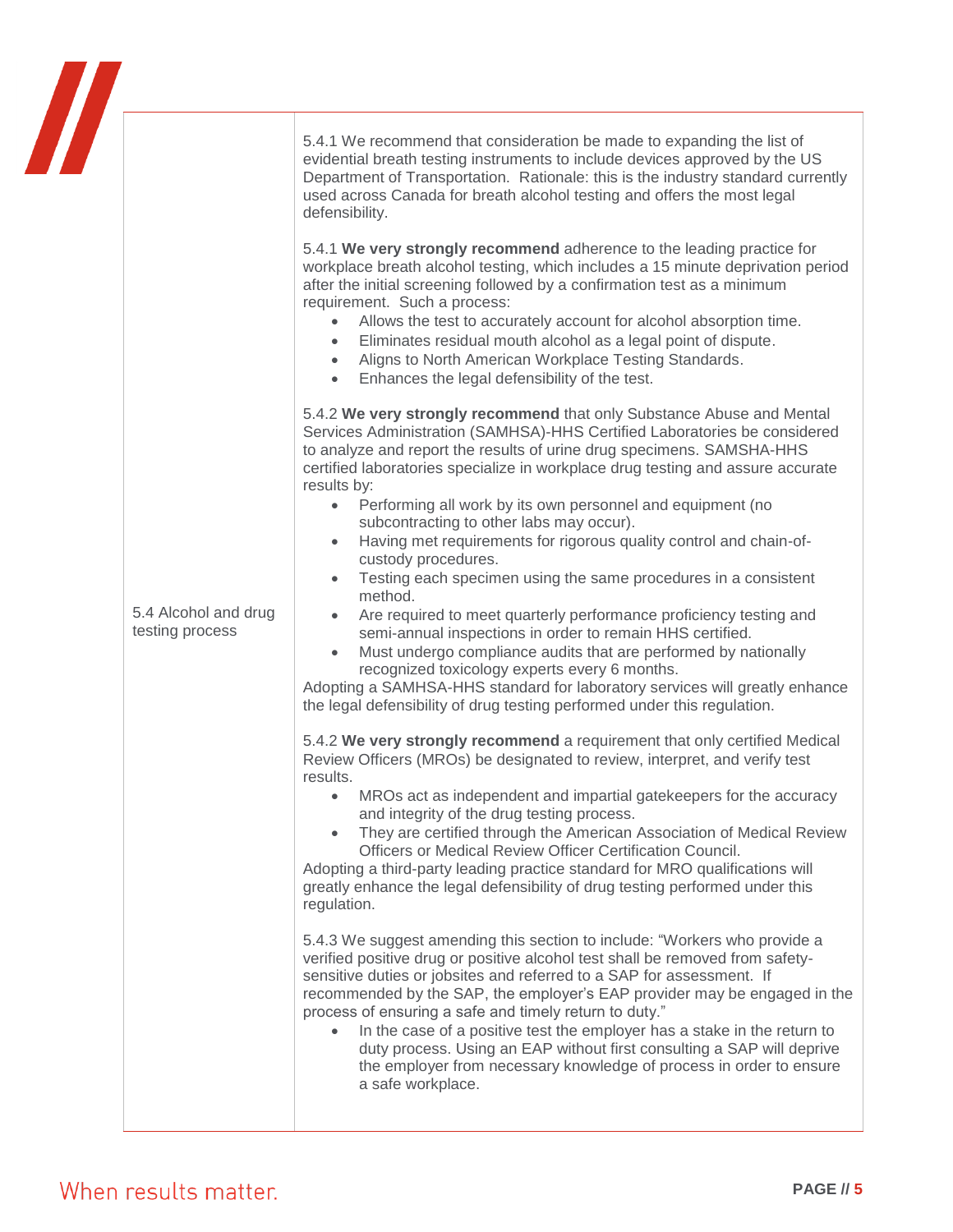| | |
|---|---|
| 5.4 Alcohol and drug testing process | 5.4.1 We recommend that consideration be made to expanding the list of evidential breath testing instruments to include devices approved by the US Department of Transportation. Rationale: this is the industry standard currently used across Canada for breath alcohol testing and offers the most legal defensibility.<br><br>5.4.1 **We very strongly recommend** adherence to the leading practice for workplace breath alcohol testing, which includes a 15 minute deprivation period after the initial screening followed by a confirmation test as a minimum requirement. Such a process:<br>• Allows the test to accurately account for alcohol absorption time.<br>• Eliminates residual mouth alcohol as a legal point of dispute.<br>• Aligns to North American Workplace Testing Standards.<br>• Enhances the legal defensibility of the test.<br><br>5.4.2 **We very strongly recommend** that only Substance Abuse and Mental Services Administration (SAMHSA)-HHS Certified Laboratories be considered to analyze and report the results of urine drug specimens. SAMSHA-HHS certified laboratories specialize in workplace drug testing and assure accurate results by:<br>• Performing all work by its own personnel and equipment (no subcontracting to other labs may occur).<br>• Having met requirements for rigorous quality control and chain-of-custody procedures.<br>• Testing each specimen using the same procedures in a consistent method.<br>• Are required to meet quarterly performance proficiency testing and semi-annual inspections in order to remain HHS certified.<br>• Must undergo compliance audits that are performed by nationally recognized toxicology experts every 6 months.<br>Adopting a SAMHSA-HHS standard for laboratory services will greatly enhance the legal defensibility of drug testing performed under this regulation.<br><br>5.4.2 **We very strongly recommend** a requirement that only certified Medical Review Officers (MROs) be designated to review, interpret, and verify test results.<br>• MROs act as independent and impartial gatekeepers for the accuracy and integrity of the drug testing process.<br>• They are certified through the American Association of Medical Review Officers or Medical Review Officer Certification Council.<br>Adopting a third-party leading practice standard for MRO qualifications will greatly enhance the legal defensibility of drug testing performed under this regulation.<br><br>5.4.3 We suggest amending this section to include: "Workers who provide a verified positive drug or positive alcohol test shall be removed from safety-sensitive duties or jobsites and referred to a SAP for assessment. If recommended by the SAP, the employer's EAP provider may be engaged in the process of ensuring a safe and timely return to duty."<br>• In the case of a positive test the employer has a stake in the return to duty process. Using an EAP without first consulting a SAP will deprive the employer from necessary knowledge of process in order to ensure a safe workplace. |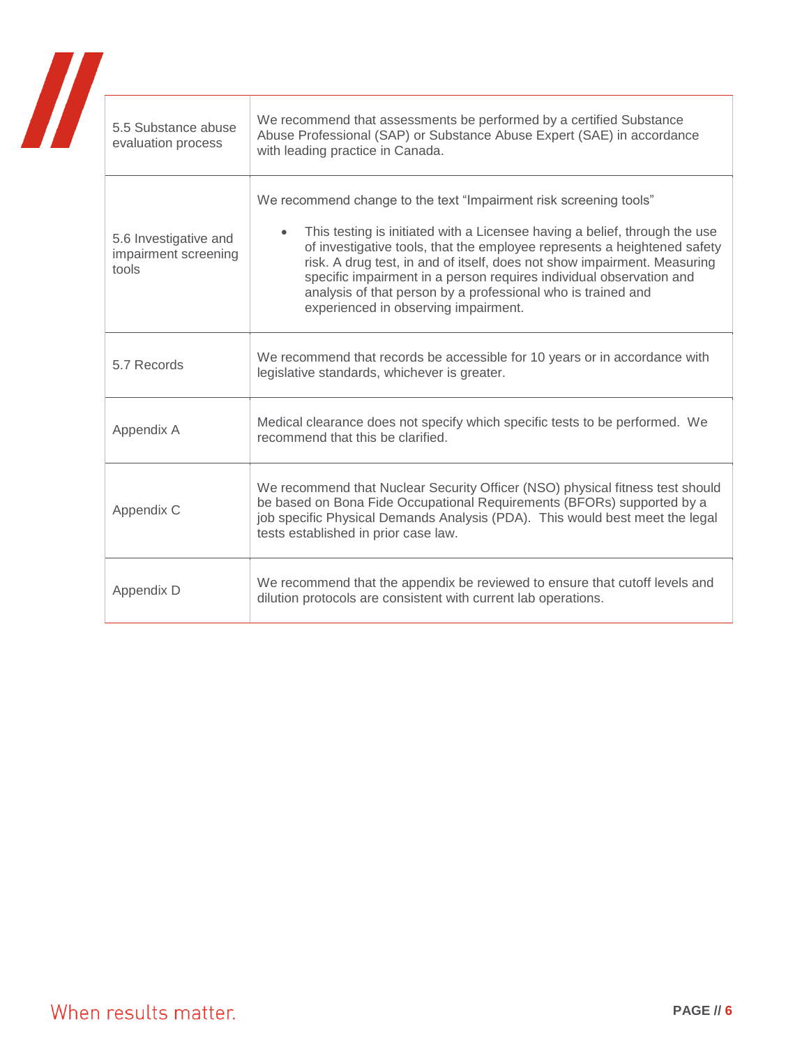| | |
|---|---|
| 5.5 Substance abuse evaluation process | We recommend that assessments be performed by a certified Substance Abuse Professional (SAP) or Substance Abuse Expert (SAE) in accordance with leading practice in Canada. |
| 5.6 Investigative and impairment screening tools | We recommend change to the text "Impairment risk screening tools"<br><br>• This testing is initiated with a Licensee having a belief, through the use of investigative tools, that the employee represents a heightened safety risk. A drug test, in and of itself, does not show impairment. Measuring specific impairment in a person requires individual observation and analysis of that person by a professional who is trained and experienced in observing impairment. |
| 5.7 Records | We recommend that records be accessible for 10 years or in accordance with legislative standards, whichever is greater. |
| Appendix A | Medical clearance does not specify which specific tests to be performed. We recommend that this be clarified. |
| Appendix C | We recommend that Nuclear Security Officer (NSO) physical fitness test should be based on Bona Fide Occupational Requirements (BFORs) supported by a job specific Physical Demands Analysis (PDA). This would best meet the legal tests established in prior case law. |
| Appendix D | We recommend that the appendix be reviewed to ensure that cutoff levels and dilution protocols are consistent with current lab operations. |